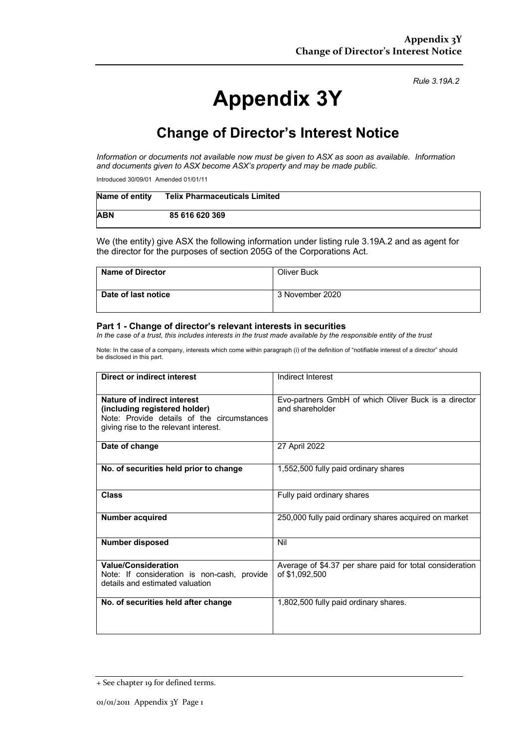*Rule 3.19A.2*

# Appendix 3Y

## Change of Director's Interest Notice

*Information or documents not available now must be given to ASX as soon as available. Information and documents given to ASX become ASX's property and may be made public.*

Introduced 30/09/01 Amended 01/01/11

| **Name of entity** | **Telix Pharmaceuticals Limited** |
|---|---|
| **ABN** | **85 616 620 369** |

We (the entity) give ASX the following information under listing rule 3.19A.2 and as agent for the director for the purposes of section 205G of the Corporations Act.

| **Name of Director** | Oliver Buck |
|---|---|
| **Date of last notice** | 3 November 2020 |

### Part 1 - Change of director's relevant interests in securities

*In the case of a trust, this includes interests in the trust made available by the responsible entity of the trust*

Note: In the case of a company, interests which come within paragraph (i) of the definition of "notifiable interest of a director" should be disclosed in this part.

| **Direct or indirect interest** | Indirect Interest |
|---|---|
| **Nature of indirect interest (including registered holder)** Note: Provide details of the circumstances giving rise to the relevant interest. | Evo-partners GmbH of which Oliver Buck is a director and shareholder |
| **Date of change** | 27 April 2022 |
| **No. of securities held prior to change** | 1,552,500 fully paid ordinary shares |
| **Class** | Fully paid ordinary shares |
| **Number acquired** | 250,000 fully paid ordinary shares acquired on market |
| **Number disposed** | Nil |
| **Value/Consideration** Note: If consideration is non-cash, provide details and estimated valuation | Average of $4.37 per share paid for total consideration of $1,092,500 |
| **No. of securities held after change** | 1,802,500 fully paid ordinary shares. |

+ See chapter 19 for defined terms.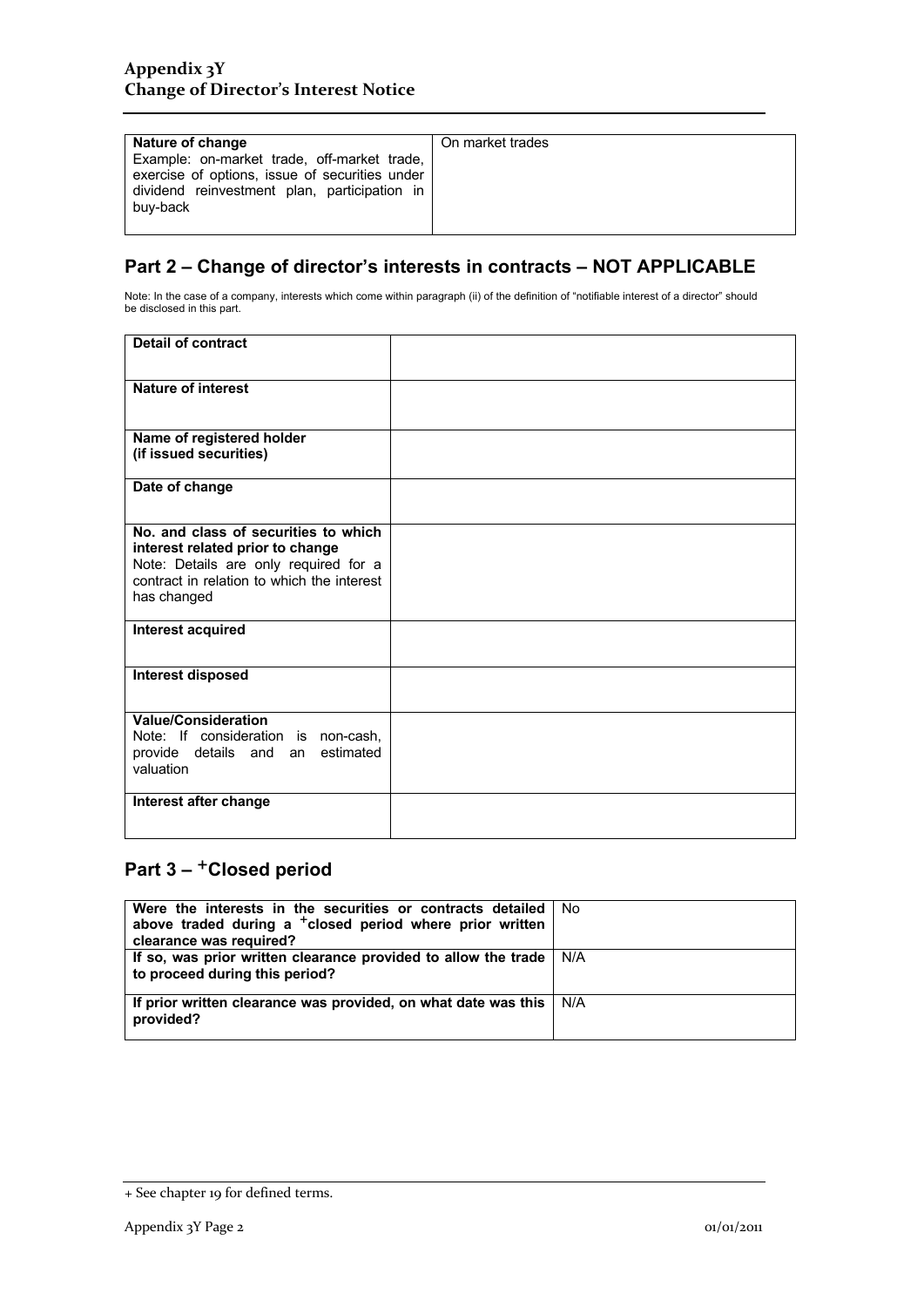| | |
|---|---|
| **Nature of change**<br>Example: on-market trade, off-market trade, exercise of options, issue of securities under dividend reinvestment plan, participation in buy-back | On market trades |

## Part 2 – Change of director's interests in contracts – NOT APPLICABLE

Note: In the case of a company, interests which come within paragraph (ii) of the definition of "notifiable interest of a director" should be disclosed in this part.

| | |
|---|---|
| **Detail of contract** | |
| **Nature of interest** | |
| **Name of registered holder (if issued securities)** | |
| **Date of change** | |
| **No. and class of securities to which interest related prior to change**<br>Note: Details are only required for a contract in relation to which the interest has changed | |
| **Interest acquired** | |
| **Interest disposed** | |
| **Value/Consideration**<br>Note: If consideration is non-cash, provide details and an estimated valuation | |
| **Interest after change** | |

## Part 3 – +Closed period

| | |
|---|---|
| **Were the interests in the securities or contracts detailed above traded during a +closed period where prior written clearance was required?** | No |
| **If so, was prior written clearance provided to allow the trade to proceed during this period?** | N/A |
| **If prior written clearance was provided, on what date was this provided?** | N/A |

+ See chapter 19 for defined terms.